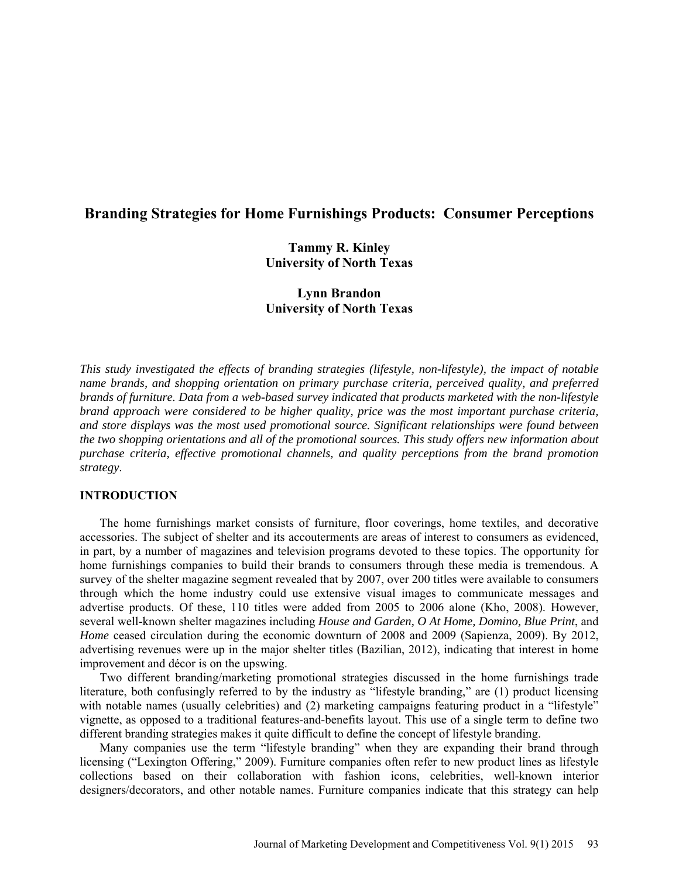# Branding Strategies for Home Furnishings Products: Consumer Perceptions

**Tammy R. Kinley**
**University of North Texas**

**Lynn Brandon**
**University of North Texas**

*This study investigated the effects of branding strategies (lifestyle, non-lifestyle), the impact of notable name brands, and shopping orientation on primary purchase criteria, perceived quality, and preferred brands of furniture. Data from a web-based survey indicated that products marketed with the non-lifestyle brand approach were considered to be higher quality, price was the most important purchase criteria, and store displays was the most used promotional source. Significant relationships were found between the two shopping orientations and all of the promotional sources. This study offers new information about purchase criteria, effective promotional channels, and quality perceptions from the brand promotion strategy.*

## INTRODUCTION

The home furnishings market consists of furniture, floor coverings, home textiles, and decorative accessories. The subject of shelter and its accouterments are areas of interest to consumers as evidenced, in part, by a number of magazines and television programs devoted to these topics. The opportunity for home furnishings companies to build their brands to consumers through these media is tremendous. A survey of the shelter magazine segment revealed that by 2007, over 200 titles were available to consumers through which the home industry could use extensive visual images to communicate messages and advertise products. Of these, 110 titles were added from 2005 to 2006 alone (Kho, 2008). However, several well-known shelter magazines including *House and Garden, O At Home, Domino, Blue Print*, and *Home* ceased circulation during the economic downturn of 2008 and 2009 (Sapienza, 2009). By 2012, advertising revenues were up in the major shelter titles (Bazilian, 2012), indicating that interest in home improvement and décor is on the upswing.

Two different branding/marketing promotional strategies discussed in the home furnishings trade literature, both confusingly referred to by the industry as "lifestyle branding," are (1) product licensing with notable names (usually celebrities) and (2) marketing campaigns featuring product in a "lifestyle" vignette, as opposed to a traditional features-and-benefits layout. This use of a single term to define two different branding strategies makes it quite difficult to define the concept of lifestyle branding.

Many companies use the term "lifestyle branding" when they are expanding their brand through licensing ("Lexington Offering," 2009). Furniture companies often refer to new product lines as lifestyle collections based on their collaboration with fashion icons, celebrities, well-known interior designers/decorators, and other notable names. Furniture companies indicate that this strategy can help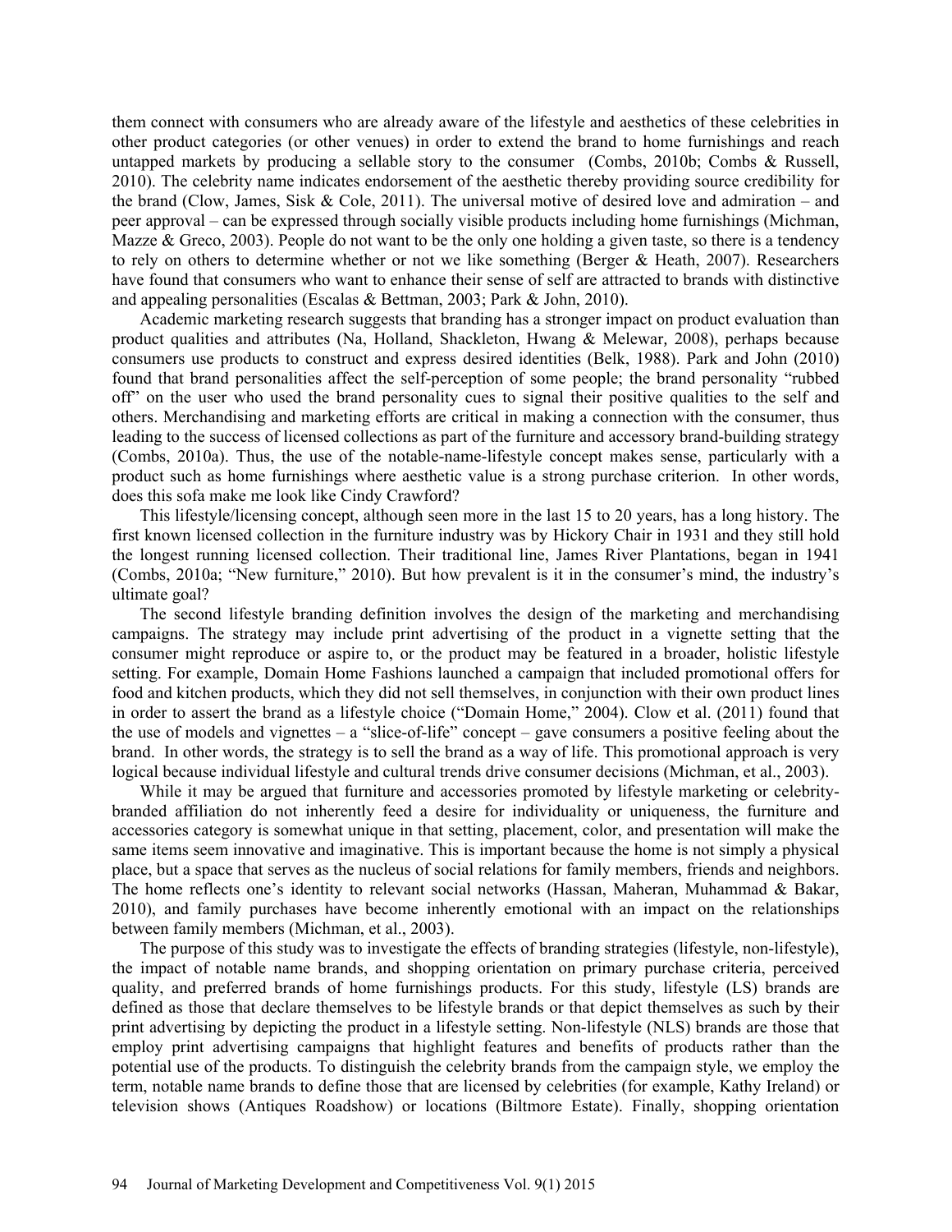them connect with consumers who are already aware of the lifestyle and aesthetics of these celebrities in other product categories (or other venues) in order to extend the brand to home furnishings and reach untapped markets by producing a sellable story to the consumer (Combs, 2010b; Combs & Russell, 2010). The celebrity name indicates endorsement of the aesthetic thereby providing source credibility for the brand (Clow, James, Sisk & Cole, 2011). The universal motive of desired love and admiration – and peer approval – can be expressed through socially visible products including home furnishings (Michman, Mazze & Greco, 2003). People do not want to be the only one holding a given taste, so there is a tendency to rely on others to determine whether or not we like something (Berger & Heath, 2007). Researchers have found that consumers who want to enhance their sense of self are attracted to brands with distinctive and appealing personalities (Escalas & Bettman, 2003; Park & John, 2010).

Academic marketing research suggests that branding has a stronger impact on product evaluation than product qualities and attributes (Na, Holland, Shackleton, Hwang & Melewar, 2008), perhaps because consumers use products to construct and express desired identities (Belk, 1988). Park and John (2010) found that brand personalities affect the self-perception of some people; the brand personality "rubbed off" on the user who used the brand personality cues to signal their positive qualities to the self and others. Merchandising and marketing efforts are critical in making a connection with the consumer, thus leading to the success of licensed collections as part of the furniture and accessory brand-building strategy (Combs, 2010a). Thus, the use of the notable-name-lifestyle concept makes sense, particularly with a product such as home furnishings where aesthetic value is a strong purchase criterion. In other words, does this sofa make me look like Cindy Crawford?

This lifestyle/licensing concept, although seen more in the last 15 to 20 years, has a long history. The first known licensed collection in the furniture industry was by Hickory Chair in 1931 and they still hold the longest running licensed collection. Their traditional line, James River Plantations, began in 1941 (Combs, 2010a; "New furniture," 2010). But how prevalent is it in the consumer's mind, the industry's ultimate goal?

The second lifestyle branding definition involves the design of the marketing and merchandising campaigns. The strategy may include print advertising of the product in a vignette setting that the consumer might reproduce or aspire to, or the product may be featured in a broader, holistic lifestyle setting. For example, Domain Home Fashions launched a campaign that included promotional offers for food and kitchen products, which they did not sell themselves, in conjunction with their own product lines in order to assert the brand as a lifestyle choice ("Domain Home," 2004). Clow et al. (2011) found that the use of models and vignettes – a "slice-of-life" concept – gave consumers a positive feeling about the brand. In other words, the strategy is to sell the brand as a way of life. This promotional approach is very logical because individual lifestyle and cultural trends drive consumer decisions (Michman, et al., 2003).

While it may be argued that furniture and accessories promoted by lifestyle marketing or celebrity-branded affiliation do not inherently feed a desire for individuality or uniqueness, the furniture and accessories category is somewhat unique in that setting, placement, color, and presentation will make the same items seem innovative and imaginative. This is important because the home is not simply a physical place, but a space that serves as the nucleus of social relations for family members, friends and neighbors. The home reflects one's identity to relevant social networks (Hassan, Maheran, Muhammad & Bakar, 2010), and family purchases have become inherently emotional with an impact on the relationships between family members (Michman, et al., 2003).

The purpose of this study was to investigate the effects of branding strategies (lifestyle, non-lifestyle), the impact of notable name brands, and shopping orientation on primary purchase criteria, perceived quality, and preferred brands of home furnishings products. For this study, lifestyle (LS) brands are defined as those that declare themselves to be lifestyle brands or that depict themselves as such by their print advertising by depicting the product in a lifestyle setting. Non-lifestyle (NLS) brands are those that employ print advertising campaigns that highlight features and benefits of products rather than the potential use of the products. To distinguish the celebrity brands from the campaign style, we employ the term, notable name brands to define those that are licensed by celebrities (for example, Kathy Ireland) or television shows (Antiques Roadshow) or locations (Biltmore Estate). Finally, shopping orientation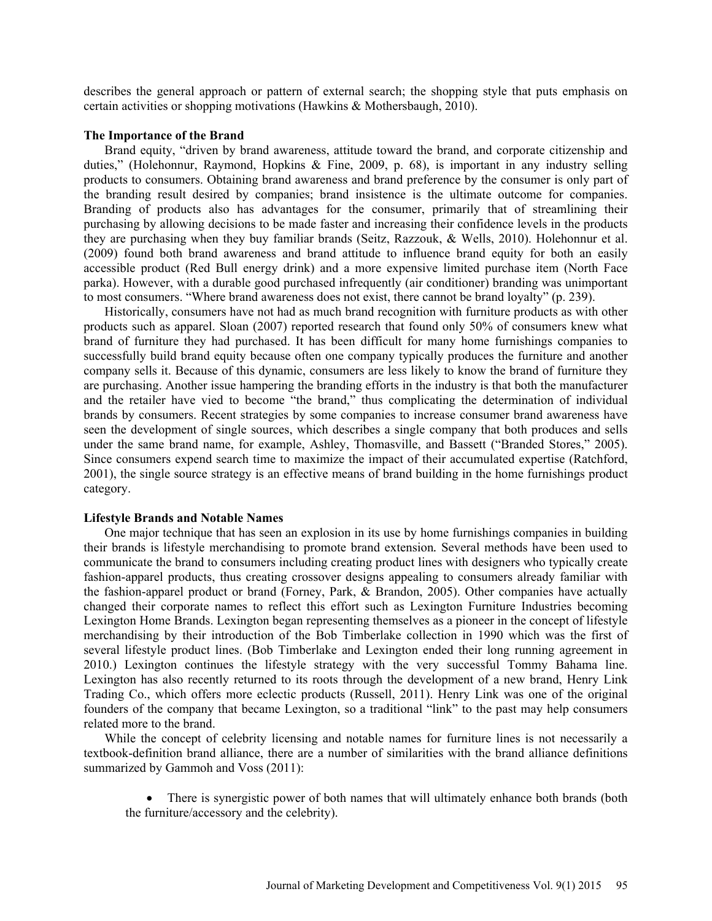describes the general approach or pattern of external search; the shopping style that puts emphasis on certain activities or shopping motivations (Hawkins & Mothersbaugh, 2010).

### The Importance of the Brand

Brand equity, "driven by brand awareness, attitude toward the brand, and corporate citizenship and duties," (Holehonnur, Raymond, Hopkins & Fine, 2009, p. 68), is important in any industry selling products to consumers. Obtaining brand awareness and brand preference by the consumer is only part of the branding result desired by companies; brand insistence is the ultimate outcome for companies. Branding of products also has advantages for the consumer, primarily that of streamlining their purchasing by allowing decisions to be made faster and increasing their confidence levels in the products they are purchasing when they buy familiar brands (Seitz, Razzouk, & Wells, 2010). Holehonnur et al. (2009) found both brand awareness and brand attitude to influence brand equity for both an easily accessible product (Red Bull energy drink) and a more expensive limited purchase item (North Face parka). However, with a durable good purchased infrequently (air conditioner) branding was unimportant to most consumers. "Where brand awareness does not exist, there cannot be brand loyalty" (p. 239).

Historically, consumers have not had as much brand recognition with furniture products as with other products such as apparel. Sloan (2007) reported research that found only 50% of consumers knew what brand of furniture they had purchased. It has been difficult for many home furnishings companies to successfully build brand equity because often one company typically produces the furniture and another company sells it. Because of this dynamic, consumers are less likely to know the brand of furniture they are purchasing. Another issue hampering the branding efforts in the industry is that both the manufacturer and the retailer have vied to become "the brand," thus complicating the determination of individual brands by consumers. Recent strategies by some companies to increase consumer brand awareness have seen the development of single sources, which describes a single company that both produces and sells under the same brand name, for example, Ashley, Thomasville, and Bassett ("Branded Stores," 2005). Since consumers expend search time to maximize the impact of their accumulated expertise (Ratchford, 2001), the single source strategy is an effective means of brand building in the home furnishings product category.

### Lifestyle Brands and Notable Names

One major technique that has seen an explosion in its use by home furnishings companies in building their brands is lifestyle merchandising to promote brand extension. Several methods have been used to communicate the brand to consumers including creating product lines with designers who typically create fashion-apparel products, thus creating crossover designs appealing to consumers already familiar with the fashion-apparel product or brand (Forney, Park, & Brandon, 2005). Other companies have actually changed their corporate names to reflect this effort such as Lexington Furniture Industries becoming Lexington Home Brands. Lexington began representing themselves as a pioneer in the concept of lifestyle merchandising by their introduction of the Bob Timberlake collection in 1990 which was the first of several lifestyle product lines. (Bob Timberlake and Lexington ended their long running agreement in 2010.) Lexington continues the lifestyle strategy with the very successful Tommy Bahama line. Lexington has also recently returned to its roots through the development of a new brand, Henry Link Trading Co., which offers more eclectic products (Russell, 2011). Henry Link was one of the original founders of the company that became Lexington, so a traditional "link" to the past may help consumers related more to the brand.

While the concept of celebrity licensing and notable names for furniture lines is not necessarily a textbook-definition brand alliance, there are a number of similarities with the brand alliance definitions summarized by Gammoh and Voss (2011):

- There is synergistic power of both names that will ultimately enhance both brands (both the furniture/accessory and the celebrity).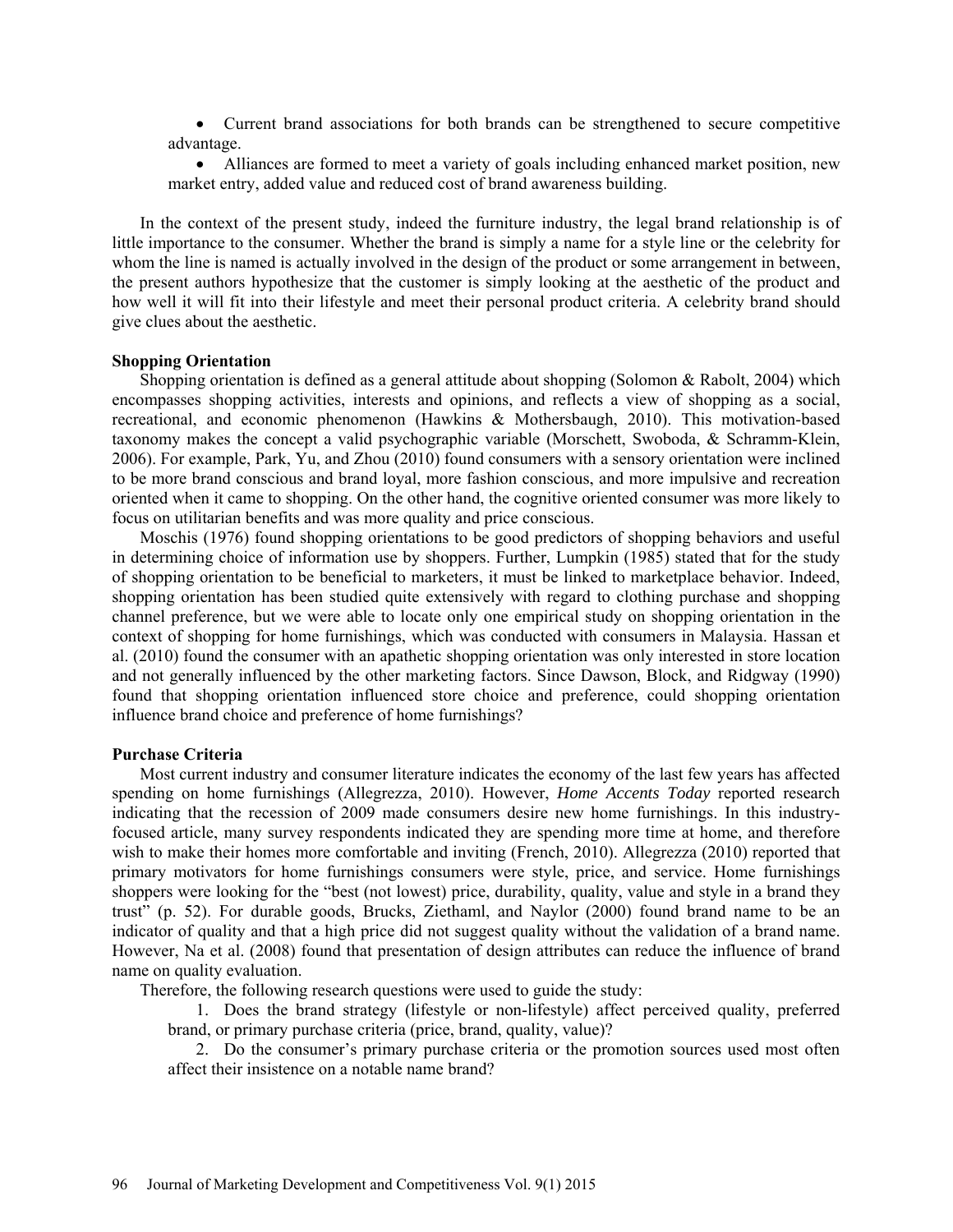- Current brand associations for both brands can be strengthened to secure competitive advantage.
- Alliances are formed to meet a variety of goals including enhanced market position, new market entry, added value and reduced cost of brand awareness building.

In the context of the present study, indeed the furniture industry, the legal brand relationship is of little importance to the consumer. Whether the brand is simply a name for a style line or the celebrity for whom the line is named is actually involved in the design of the product or some arrangement in between, the present authors hypothesize that the customer is simply looking at the aesthetic of the product and how well it will fit into their lifestyle and meet their personal product criteria. A celebrity brand should give clues about the aesthetic.

**Shopping Orientation**

Shopping orientation is defined as a general attitude about shopping (Solomon & Rabolt, 2004) which encompasses shopping activities, interests and opinions, and reflects a view of shopping as a social, recreational, and economic phenomenon (Hawkins & Mothersbaugh, 2010). This motivation-based taxonomy makes the concept a valid psychographic variable (Morschett, Swoboda, & Schramm-Klein, 2006). For example, Park, Yu, and Zhou (2010) found consumers with a sensory orientation were inclined to be more brand conscious and brand loyal, more fashion conscious, and more impulsive and recreation oriented when it came to shopping. On the other hand, the cognitive oriented consumer was more likely to focus on utilitarian benefits and was more quality and price conscious.

Moschis (1976) found shopping orientations to be good predictors of shopping behaviors and useful in determining choice of information use by shoppers. Further, Lumpkin (1985) stated that for the study of shopping orientation to be beneficial to marketers, it must be linked to marketplace behavior. Indeed, shopping orientation has been studied quite extensively with regard to clothing purchase and shopping channel preference, but we were able to locate only one empirical study on shopping orientation in the context of shopping for home furnishings, which was conducted with consumers in Malaysia. Hassan et al. (2010) found the consumer with an apathetic shopping orientation was only interested in store location and not generally influenced by the other marketing factors. Since Dawson, Block, and Ridgway (1990) found that shopping orientation influenced store choice and preference, could shopping orientation influence brand choice and preference of home furnishings?

**Purchase Criteria**

Most current industry and consumer literature indicates the economy of the last few years has affected spending on home furnishings (Allegrezza, 2010). However, *Home Accents Today* reported research indicating that the recession of 2009 made consumers desire new home furnishings. In this industry-focused article, many survey respondents indicated they are spending more time at home, and therefore wish to make their homes more comfortable and inviting (French, 2010). Allegrezza (2010) reported that primary motivators for home furnishings consumers were style, price, and service. Home furnishings shoppers were looking for the "best (not lowest) price, durability, quality, value and style in a brand they trust" (p. 52). For durable goods, Brucks, Ziethaml, and Naylor (2000) found brand name to be an indicator of quality and that a high price did not suggest quality without the validation of a brand name. However, Na et al. (2008) found that presentation of design attributes can reduce the influence of brand name on quality evaluation.

Therefore, the following research questions were used to guide the study:

1. Does the brand strategy (lifestyle or non-lifestyle) affect perceived quality, preferred brand, or primary purchase criteria (price, brand, quality, value)?
2. Do the consumer's primary purchase criteria or the promotion sources used most often affect their insistence on a notable name brand?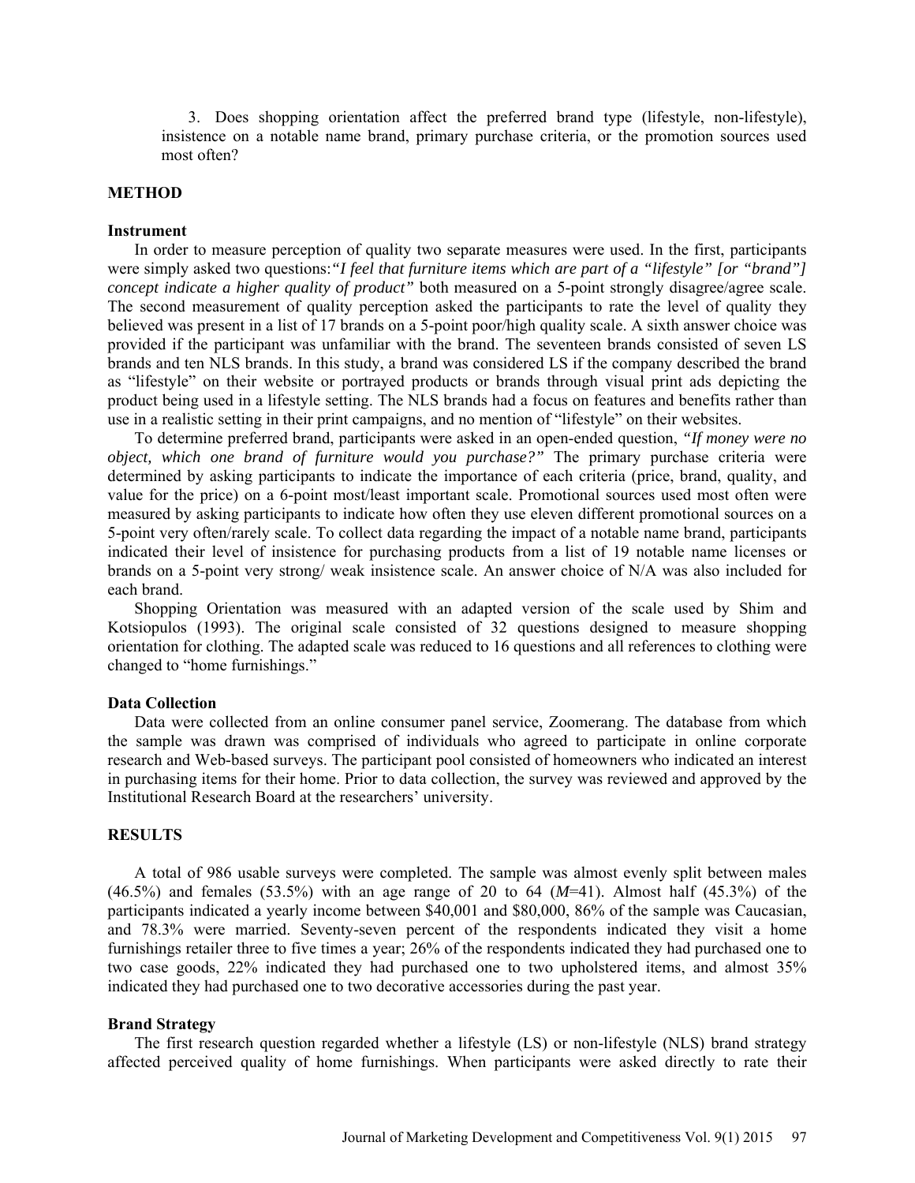3. Does shopping orientation affect the preferred brand type (lifestyle, non-lifestyle), insistence on a notable name brand, primary purchase criteria, or the promotion sources used most often?

## METHOD

### Instrument

In order to measure perception of quality two separate measures were used. In the first, participants were simply asked two questions: *"I feel that furniture items which are part of a "lifestyle" [or "brand"] concept indicate a higher quality of product"* both measured on a 5-point strongly disagree/agree scale. The second measurement of quality perception asked the participants to rate the level of quality they believed was present in a list of 17 brands on a 5-point poor/high quality scale. A sixth answer choice was provided if the participant was unfamiliar with the brand. The seventeen brands consisted of seven LS brands and ten NLS brands. In this study, a brand was considered LS if the company described the brand as "lifestyle" on their website or portrayed products or brands through visual print ads depicting the product being used in a lifestyle setting. The NLS brands had a focus on features and benefits rather than use in a realistic setting in their print campaigns, and no mention of "lifestyle" on their websites.

To determine preferred brand, participants were asked in an open-ended question, *"If money were no object, which one brand of furniture would you purchase?"* The primary purchase criteria were determined by asking participants to indicate the importance of each criteria (price, brand, quality, and value for the price) on a 6-point most/least important scale. Promotional sources used most often were measured by asking participants to indicate how often they use eleven different promotional sources on a 5-point very often/rarely scale. To collect data regarding the impact of a notable name brand, participants indicated their level of insistence for purchasing products from a list of 19 notable name licenses or brands on a 5-point very strong/ weak insistence scale. An answer choice of N/A was also included for each brand.

Shopping Orientation was measured with an adapted version of the scale used by Shim and Kotsiopulos (1993). The original scale consisted of 32 questions designed to measure shopping orientation for clothing. The adapted scale was reduced to 16 questions and all references to clothing were changed to "home furnishings."

### Data Collection

Data were collected from an online consumer panel service, Zoomerang. The database from which the sample was drawn was comprised of individuals who agreed to participate in online corporate research and Web-based surveys. The participant pool consisted of homeowners who indicated an interest in purchasing items for their home. Prior to data collection, the survey was reviewed and approved by the Institutional Research Board at the researchers' university.

## RESULTS

A total of 986 usable surveys were completed. The sample was almost evenly split between males (46.5%) and females (53.5%) with an age range of 20 to 64 (*M*=41). Almost half (45.3%) of the participants indicated a yearly income between \$40,001 and \$80,000, 86% of the sample was Caucasian, and 78.3% were married. Seventy-seven percent of the respondents indicated they visit a home furnishings retailer three to five times a year; 26% of the respondents indicated they had purchased one to two case goods, 22% indicated they had purchased one to two upholstered items, and almost 35% indicated they had purchased one to two decorative accessories during the past year.

### Brand Strategy

The first research question regarded whether a lifestyle (LS) or non-lifestyle (NLS) brand strategy affected perceived quality of home furnishings. When participants were asked directly to rate their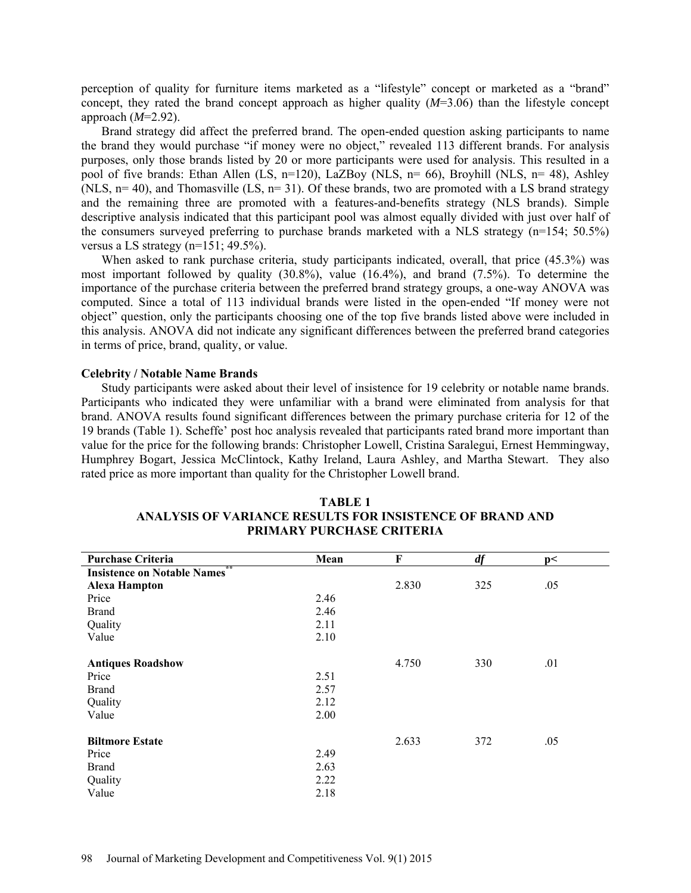perception of quality for furniture items marketed as a "lifestyle" concept or marketed as a "brand" concept, they rated the brand concept approach as higher quality (*M*=3.06) than the lifestyle concept approach (*M*=2.92).

Brand strategy did affect the preferred brand. The open-ended question asking participants to name the brand they would purchase "if money were no object," revealed 113 different brands. For analysis purposes, only those brands listed by 20 or more participants were used for analysis. This resulted in a pool of five brands: Ethan Allen (LS, n=120), LaZBoy (NLS, n= 66), Broyhill (NLS, n= 48), Ashley (NLS, n= 40), and Thomasville (LS, n= 31). Of these brands, two are promoted with a LS brand strategy and the remaining three are promoted with a features-and-benefits strategy (NLS brands). Simple descriptive analysis indicated that this participant pool was almost equally divided with just over half of the consumers surveyed preferring to purchase brands marketed with a NLS strategy (n=154; 50.5%) versus a LS strategy (n=151; 49.5%).

When asked to rank purchase criteria, study participants indicated, overall, that price (45.3%) was most important followed by quality (30.8%), value (16.4%), and brand (7.5%). To determine the importance of the purchase criteria between the preferred brand strategy groups, a one-way ANOVA was computed. Since a total of 113 individual brands were listed in the open-ended "If money were not object" question, only the participants choosing one of the top five brands listed above were included in this analysis. ANOVA did not indicate any significant differences between the preferred brand categories in terms of price, brand, quality, or value.

**Celebrity / Notable Name Brands**

Study participants were asked about their level of insistence for 19 celebrity or notable name brands. Participants who indicated they were unfamiliar with a brand were eliminated from analysis for that brand. ANOVA results found significant differences between the primary purchase criteria for 12 of the 19 brands (Table 1). Scheffe' post hoc analysis revealed that participants rated brand more important than value for the price for the following brands: Christopher Lowell, Cristina Saralegui, Ernest Hemmingway, Humphrey Bogart, Jessica McClintock, Kathy Ireland, Laura Ashley, and Martha Stewart. They also rated price as more important than quality for the Christopher Lowell brand.

**TABLE 1**
**ANALYSIS OF VARIANCE RESULTS FOR INSISTENCE OF BRAND AND PRIMARY PURCHASE CRITERIA**

| Purchase Criteria | Mean | F | *df* | p< |
|---|---|---|---|---|
| **Insistence on Notable Names**** | | | | |
| **Alexa Hampton** | | 2.830 | 325 | .05 |
| Price | 2.46 | | | |
| Brand | 2.46 | | | |
| Quality | 2.11 | | | |
| Value | 2.10 | | | |
| **Antiques Roadshow** | | 4.750 | 330 | .01 |
| Price | 2.51 | | | |
| Brand | 2.57 | | | |
| Quality | 2.12 | | | |
| Value | 2.00 | | | |
| **Biltmore Estate** | | 2.633 | 372 | .05 |
| Price | 2.49 | | | |
| Brand | 2.63 | | | |
| Quality | 2.22 | | | |
| Value | 2.18 | | | |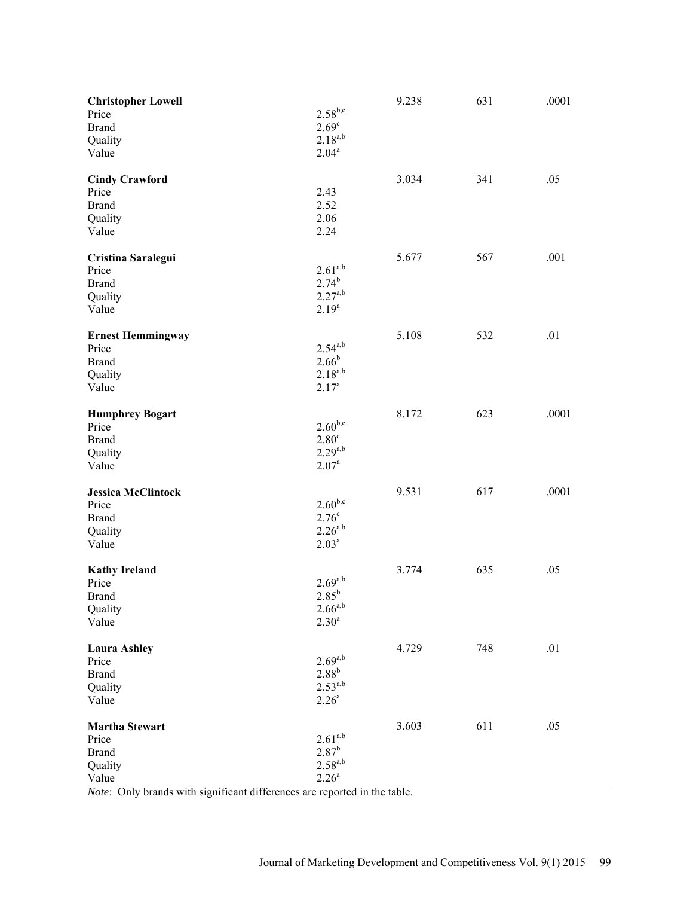| | | | | |
|---|---|---|---|---|
| **Christopher Lowell** | | 9.238 | 631 | .0001 |
| Price | $2.58^{b,c}$ | | | |
| Brand | $2.69^{c}$ | | | |
| Quality | $2.18^{a,b}$ | | | |
| Value | $2.04^{a}$ | | | |
| **Cindy Crawford** | | 3.034 | 341 | .05 |
| Price | 2.43 | | | |
| Brand | 2.52 | | | |
| Quality | 2.06 | | | |
| Value | 2.24 | | | |
| **Cristina Saralegui** | | 5.677 | 567 | .001 |
| Price | $2.61^{a,b}$ | | | |
| Brand | $2.74^{b}$ | | | |
| Quality | $2.27^{a,b}$ | | | |
| Value | $2.19^{a}$ | | | |
| **Ernest Hemmingway** | | 5.108 | 532 | .01 |
| Price | $2.54^{a,b}$ | | | |
| Brand | $2.66^{b}$ | | | |
| Quality | $2.18^{a,b}$ | | | |
| Value | $2.17^{a}$ | | | |
| **Humphrey Bogart** | | 8.172 | 623 | .0001 |
| Price | $2.60^{b,c}$ | | | |
| Brand | $2.80^{c}$ | | | |
| Quality | $2.29^{a,b}$ | | | |
| Value | $2.07^{a}$ | | | |
| **Jessica McClintock** | | 9.531 | 617 | .0001 |
| Price | $2.60^{b,c}$ | | | |
| Brand | $2.76^{c}$ | | | |
| Quality | $2.26^{a,b}$ | | | |
| Value | $2.03^{a}$ | | | |
| **Kathy Ireland** | | 3.774 | 635 | .05 |
| Price | $2.69^{a,b}$ | | | |
| Brand | $2.85^{b}$ | | | |
| Quality | $2.66^{a,b}$ | | | |
| Value | $2.30^{a}$ | | | |
| **Laura Ashley** | | 4.729 | 748 | .01 |
| Price | $2.69^{a,b}$ | | | |
| Brand | $2.88^{b}$ | | | |
| Quality | $2.53^{a,b}$ | | | |
| Value | $2.26^{a}$ | | | |
| **Martha Stewart** | | 3.603 | 611 | .05 |
| Price | $2.61^{a,b}$ | | | |
| Brand | $2.87^{b}$ | | | |
| Quality | $2.58^{a,b}$ | | | |
| Value | $2.26^{a}$ | | | |

*Note*: Only brands with significant differences are reported in the table.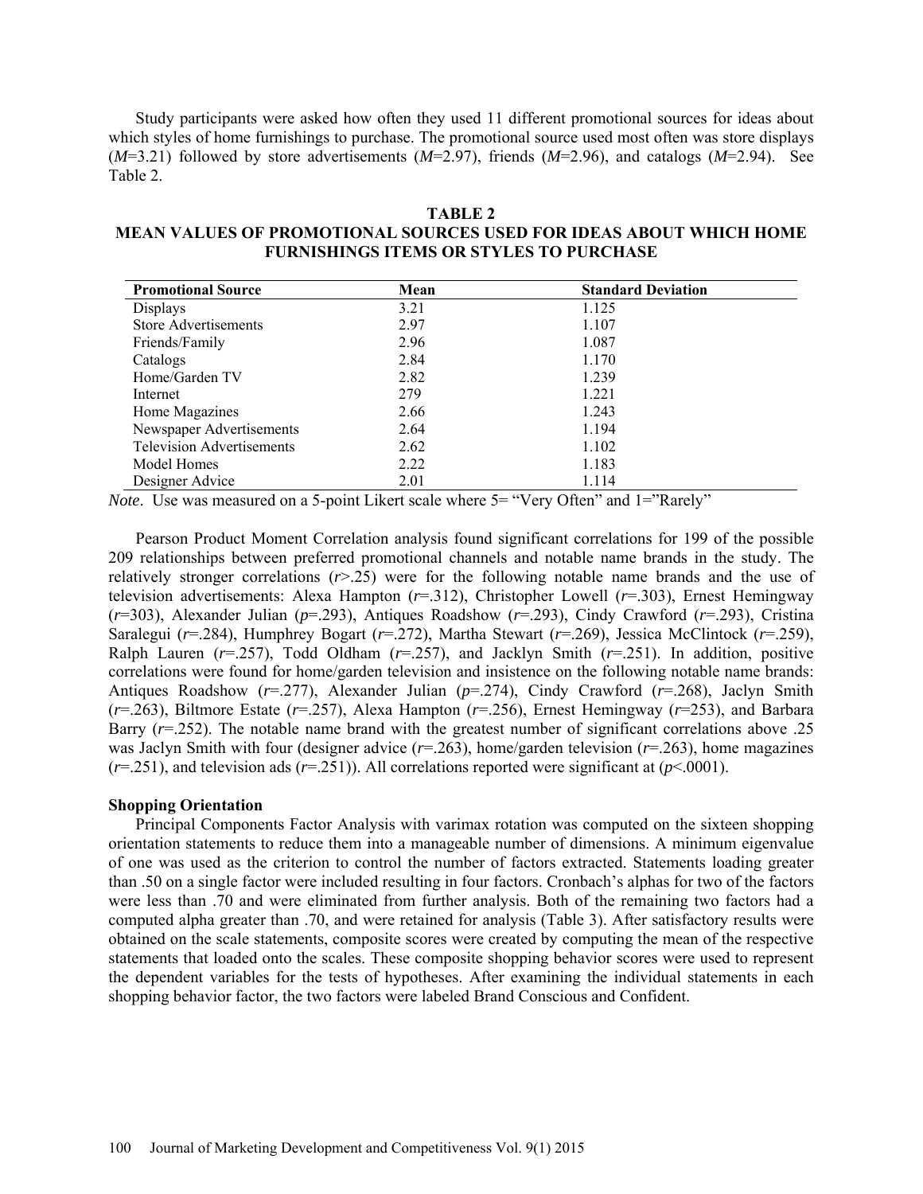Study participants were asked how often they used 11 different promotional sources for ideas about which styles of home furnishings to purchase. The promotional source used most often was store displays (*M*=3.21) followed by store advertisements (*M*=2.97), friends (*M*=2.96), and catalogs (*M*=2.94). See Table 2.

**TABLE 2**
**MEAN VALUES OF PROMOTIONAL SOURCES USED FOR IDEAS ABOUT WHICH HOME FURNISHINGS ITEMS OR STYLES TO PURCHASE**

| Promotional Source | Mean | Standard Deviation |
|---|---|---|
| Displays | 3.21 | 1.125 |
| Store Advertisements | 2.97 | 1.107 |
| Friends/Family | 2.96 | 1.087 |
| Catalogs | 2.84 | 1.170 |
| Home/Garden TV | 2.82 | 1.239 |
| Internet | 279 | 1.221 |
| Home Magazines | 2.66 | 1.243 |
| Newspaper Advertisements | 2.64 | 1.194 |
| Television Advertisements | 2.62 | 1.102 |
| Model Homes | 2.22 | 1.183 |
| Designer Advice | 2.01 | 1.114 |

*Note*. Use was measured on a 5-point Likert scale where 5= "Very Often" and 1="Rarely"

Pearson Product Moment Correlation analysis found significant correlations for 199 of the possible 209 relationships between preferred promotional channels and notable name brands in the study. The relatively stronger correlations ($r$>.25) were for the following notable name brands and the use of television advertisements: Alexa Hampton ($r$=.312), Christopher Lowell ($r$=.303), Ernest Hemingway ($r$=303), Alexander Julian ($p$=.293), Antiques Roadshow ($r$=.293), Cindy Crawford ($r$=.293), Cristina Saralegui ($r$=.284), Humphrey Bogart ($r$=.272), Martha Stewart ($r$=.269), Jessica McClintock ($r$=.259), Ralph Lauren ($r$=.257), Todd Oldham ($r$=.257), and Jacklyn Smith ($r$=.251). In addition, positive correlations were found for home/garden television and insistence on the following notable name brands: Antiques Roadshow ($r$=.277), Alexander Julian ($p$=.274), Cindy Crawford ($r$=.268), Jaclyn Smith ($r$=.263), Biltmore Estate ($r$=.257), Alexa Hampton ($r$=.256), Ernest Hemingway ($r$=253), and Barbara Barry ($r$=.252). The notable name brand with the greatest number of significant correlations above .25 was Jaclyn Smith with four (designer advice ($r$=.263), home/garden television ($r$=.263), home magazines ($r$=.251), and television ads ($r$=.251)). All correlations reported were significant at ($p$<.0001).

**Shopping Orientation**

Principal Components Factor Analysis with varimax rotation was computed on the sixteen shopping orientation statements to reduce them into a manageable number of dimensions. A minimum eigenvalue of one was used as the criterion to control the number of factors extracted. Statements loading greater than .50 on a single factor were included resulting in four factors. Cronbach's alphas for two of the factors were less than .70 and were eliminated from further analysis. Both of the remaining two factors had a computed alpha greater than .70, and were retained for analysis (Table 3). After satisfactory results were obtained on the scale statements, composite scores were created by computing the mean of the respective statements that loaded onto the scales. These composite shopping behavior scores were used to represent the dependent variables for the tests of hypotheses. After examining the individual statements in each shopping behavior factor, the two factors were labeled Brand Conscious and Confident.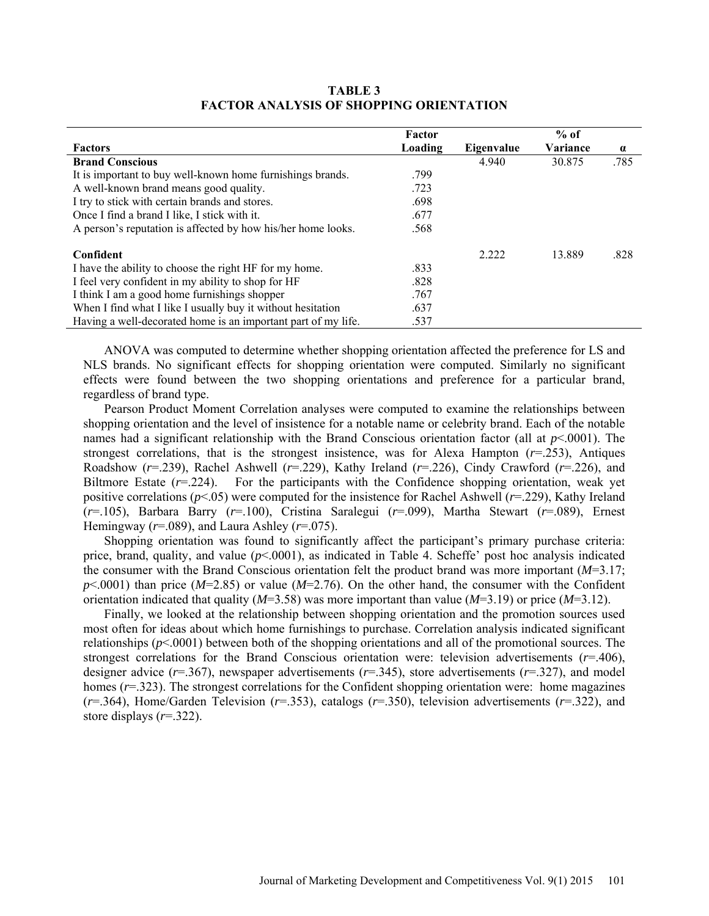**TABLE 3**
**FACTOR ANALYSIS OF SHOPPING ORIENTATION**

| Factors | Factor Loading | Eigenvalue | % of Variance | α |
|---|---|---|---|---|
| **Brand Conscious** | | 4.940 | 30.875 | .785 |
| It is important to buy well-known home furnishings brands. | .799 | | | |
| A well-known brand means good quality. | .723 | | | |
| I try to stick with certain brands and stores. | .698 | | | |
| Once I find a brand I like, I stick with it. | .677 | | | |
| A person's reputation is affected by how his/her home looks. | .568 | | | |
| **Confident** | | 2.222 | 13.889 | .828 |
| I have the ability to choose the right HF for my home. | .833 | | | |
| I feel very confident in my ability to shop for HF | .828 | | | |
| I think I am a good home furnishings shopper | .767 | | | |
| When I find what I like I usually buy it without hesitation | .637 | | | |
| Having a well-decorated home is an important part of my life. | .537 | | | |

ANOVA was computed to determine whether shopping orientation affected the preference for LS and NLS brands. No significant effects for shopping orientation were computed. Similarly no significant effects were found between the two shopping orientations and preference for a particular brand, regardless of brand type.

Pearson Product Moment Correlation analyses were computed to examine the relationships between shopping orientation and the level of insistence for a notable name or celebrity brand. Each of the notable names had a significant relationship with the Brand Conscious orientation factor (all at $p$<.0001). The strongest correlations, that is the strongest insistence, was for Alexa Hampton ($r$=.253), Antiques Roadshow ($r$=.239), Rachel Ashwell ($r$=.229), Kathy Ireland ($r$=.226), Cindy Crawford ($r$=.226), and Biltmore Estate ($r$=.224). For the participants with the Confidence shopping orientation, weak yet positive correlations ($p$<.05) were computed for the insistence for Rachel Ashwell ($r$=.229), Kathy Ireland ($r$=.105), Barbara Barry ($r$=.100), Cristina Saralegui ($r$=.099), Martha Stewart ($r$=.089), Ernest Hemingway ($r$=.089), and Laura Ashley ($r$=.075).

Shopping orientation was found to significantly affect the participant's primary purchase criteria: price, brand, quality, and value ($p$<.0001), as indicated in Table 4. Scheffe' post hoc analysis indicated the consumer with the Brand Conscious orientation felt the product brand was more important ($M$=3.17; $p$<.0001) than price ($M$=2.85) or value ($M$=2.76). On the other hand, the consumer with the Confident orientation indicated that quality ($M$=3.58) was more important than value ($M$=3.19) or price ($M$=3.12).

Finally, we looked at the relationship between shopping orientation and the promotion sources used most often for ideas about which home furnishings to purchase. Correlation analysis indicated significant relationships ($p$<.0001) between both of the shopping orientations and all of the promotional sources. The strongest correlations for the Brand Conscious orientation were: television advertisements ($r$=.406), designer advice ($r$=.367), newspaper advertisements ($r$=.345), store advertisements ($r$=.327), and model homes ($r$=.323). The strongest correlations for the Confident shopping orientation were: home magazines ($r$=.364), Home/Garden Television ($r$=.353), catalogs ($r$=.350), television advertisements ($r$=.322), and store displays ($r$=.322).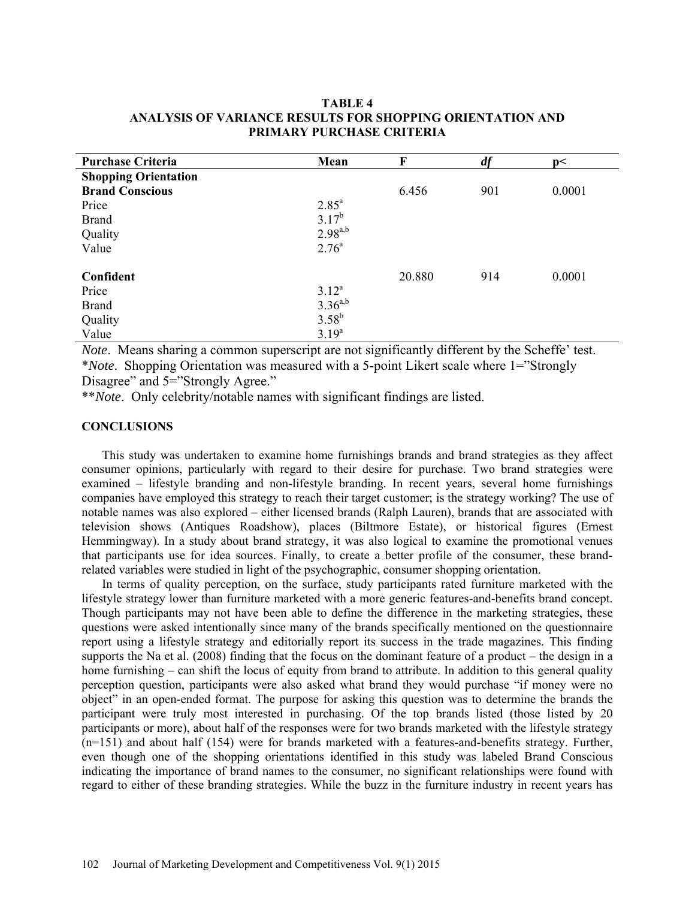**TABLE 4**
**ANALYSIS OF VARIANCE RESULTS FOR SHOPPING ORIENTATION AND PRIMARY PURCHASE CRITERIA**

| Purchase Criteria | Mean | F | *df* | p< |
|---|---|---|---|---|
| **Shopping Orientation** | | | | |
| **Brand Conscious** | | 6.456 | 901 | 0.0001 |
| Price | 2.85[a] | | | |
| Brand | 3.17[b] | | | |
| Quality | 2.98[a,b] | | | |
| Value | 2.76[a] | | | |
| **Confident** | | 20.880 | 914 | 0.0001 |
| Price | 3.12[a] | | | |
| Brand | 3.36[a,b] | | | |
| Quality | 3.58[b] | | | |
| Value | 3.19[a] | | | |

*Note*. Means sharing a common superscript are not significantly different by the Scheffe' test.
\**Note*. Shopping Orientation was measured with a 5-point Likert scale where 1="Strongly Disagree" and 5="Strongly Agree."
\*\**Note*. Only celebrity/notable names with significant findings are listed.

## CONCLUSIONS

This study was undertaken to examine home furnishings brands and brand strategies as they affect consumer opinions, particularly with regard to their desire for purchase. Two brand strategies were examined – lifestyle branding and non-lifestyle branding. In recent years, several home furnishings companies have employed this strategy to reach their target customer; is the strategy working? The use of notable names was also explored – either licensed brands (Ralph Lauren), brands that are associated with television shows (Antiques Roadshow), places (Biltmore Estate), or historical figures (Ernest Hemmingway). In a study about brand strategy, it was also logical to examine the promotional venues that participants use for idea sources. Finally, to create a better profile of the consumer, these brand-related variables were studied in light of the psychographic, consumer shopping orientation.

In terms of quality perception, on the surface, study participants rated furniture marketed with the lifestyle strategy lower than furniture marketed with a more generic features-and-benefits brand concept. Though participants may not have been able to define the difference in the marketing strategies, these questions were asked intentionally since many of the brands specifically mentioned on the questionnaire report using a lifestyle strategy and editorially report its success in the trade magazines. This finding supports the Na et al. (2008) finding that the focus on the dominant feature of a product – the design in a home furnishing – can shift the locus of equity from brand to attribute. In addition to this general quality perception question, participants were also asked what brand they would purchase "if money were no object" in an open-ended format. The purpose for asking this question was to determine the brands the participant were truly most interested in purchasing. Of the top brands listed (those listed by 20 participants or more), about half of the responses were for two brands marketed with the lifestyle strategy (n=151) and about half (154) were for brands marketed with a features-and-benefits strategy. Further, even though one of the shopping orientations identified in this study was labeled Brand Conscious indicating the importance of brand names to the consumer, no significant relationships were found with regard to either of these branding strategies. While the buzz in the furniture industry in recent years has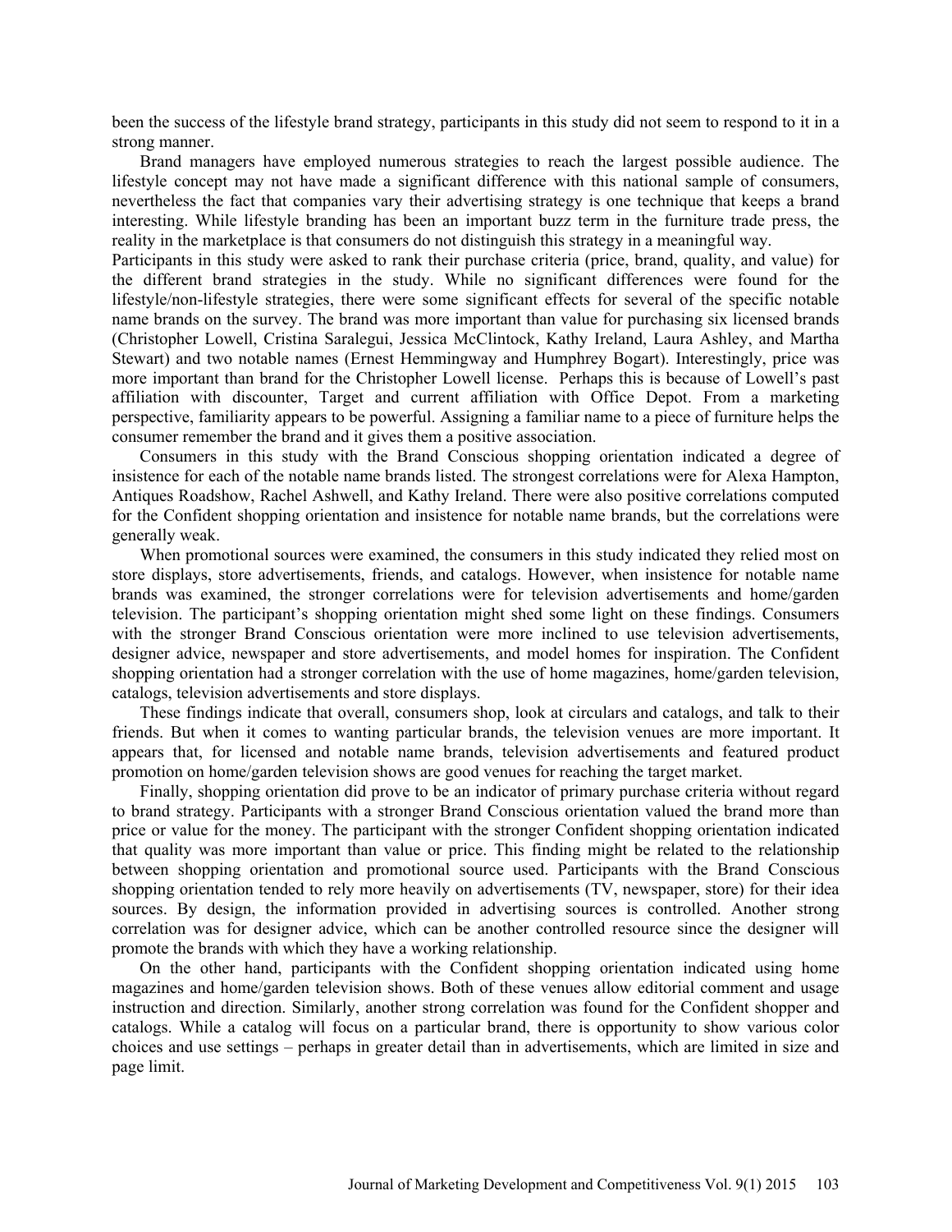been the success of the lifestyle brand strategy, participants in this study did not seem to respond to it in a strong manner.

Brand managers have employed numerous strategies to reach the largest possible audience. The lifestyle concept may not have made a significant difference with this national sample of consumers, nevertheless the fact that companies vary their advertising strategy is one technique that keeps a brand interesting. While lifestyle branding has been an important buzz term in the furniture trade press, the reality in the marketplace is that consumers do not distinguish this strategy in a meaningful way.

Participants in this study were asked to rank their purchase criteria (price, brand, quality, and value) for the different brand strategies in the study. While no significant differences were found for the lifestyle/non-lifestyle strategies, there were some significant effects for several of the specific notable name brands on the survey. The brand was more important than value for purchasing six licensed brands (Christopher Lowell, Cristina Saralegui, Jessica McClintock, Kathy Ireland, Laura Ashley, and Martha Stewart) and two notable names (Ernest Hemmingway and Humphrey Bogart). Interestingly, price was more important than brand for the Christopher Lowell license. Perhaps this is because of Lowell's past affiliation with discounter, Target and current affiliation with Office Depot. From a marketing perspective, familiarity appears to be powerful. Assigning a familiar name to a piece of furniture helps the consumer remember the brand and it gives them a positive association.

Consumers in this study with the Brand Conscious shopping orientation indicated a degree of insistence for each of the notable name brands listed. The strongest correlations were for Alexa Hampton, Antiques Roadshow, Rachel Ashwell, and Kathy Ireland. There were also positive correlations computed for the Confident shopping orientation and insistence for notable name brands, but the correlations were generally weak.

When promotional sources were examined, the consumers in this study indicated they relied most on store displays, store advertisements, friends, and catalogs. However, when insistence for notable name brands was examined, the stronger correlations were for television advertisements and home/garden television. The participant's shopping orientation might shed some light on these findings. Consumers with the stronger Brand Conscious orientation were more inclined to use television advertisements, designer advice, newspaper and store advertisements, and model homes for inspiration. The Confident shopping orientation had a stronger correlation with the use of home magazines, home/garden television, catalogs, television advertisements and store displays.

These findings indicate that overall, consumers shop, look at circulars and catalogs, and talk to their friends. But when it comes to wanting particular brands, the television venues are more important. It appears that, for licensed and notable name brands, television advertisements and featured product promotion on home/garden television shows are good venues for reaching the target market.

Finally, shopping orientation did prove to be an indicator of primary purchase criteria without regard to brand strategy. Participants with a stronger Brand Conscious orientation valued the brand more than price or value for the money. The participant with the stronger Confident shopping orientation indicated that quality was more important than value or price. This finding might be related to the relationship between shopping orientation and promotional source used. Participants with the Brand Conscious shopping orientation tended to rely more heavily on advertisements (TV, newspaper, store) for their idea sources. By design, the information provided in advertising sources is controlled. Another strong correlation was for designer advice, which can be another controlled resource since the designer will promote the brands with which they have a working relationship.

On the other hand, participants with the Confident shopping orientation indicated using home magazines and home/garden television shows. Both of these venues allow editorial comment and usage instruction and direction. Similarly, another strong correlation was found for the Confident shopper and catalogs. While a catalog will focus on a particular brand, there is opportunity to show various color choices and use settings – perhaps in greater detail than in advertisements, which are limited in size and page limit.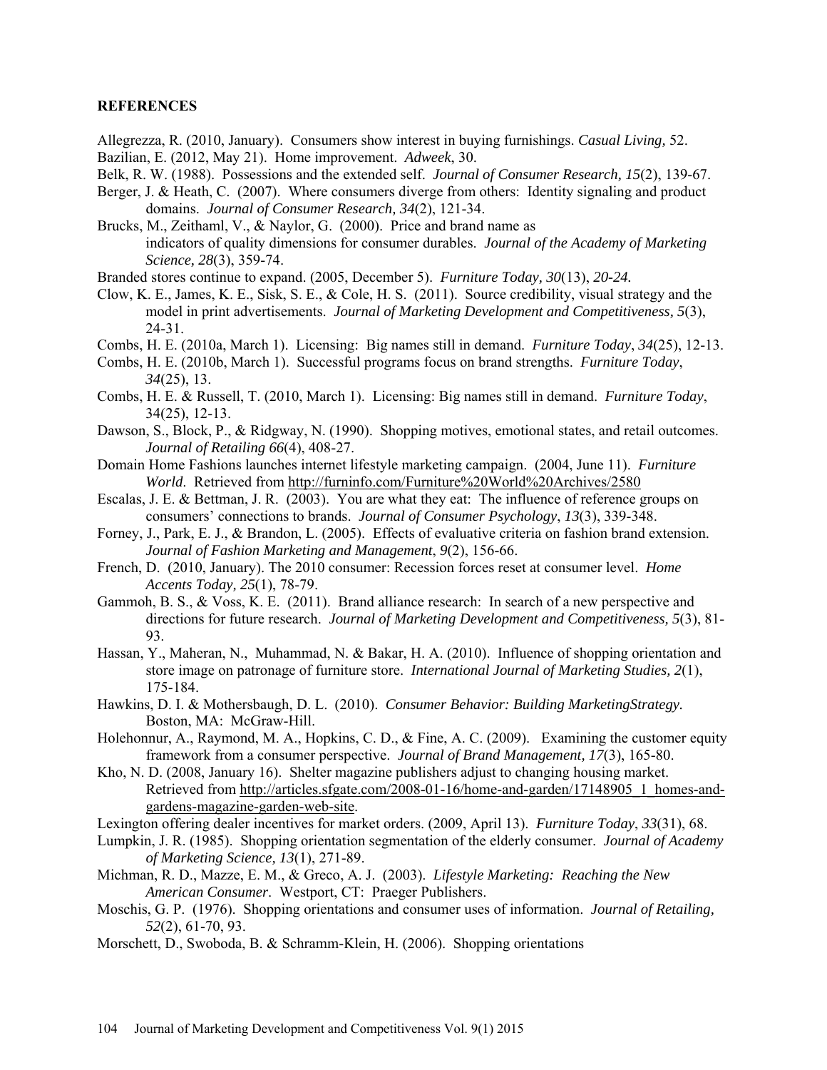**REFERENCES**

Allegrezza, R. (2010, January). Consumers show interest in buying furnishings. *Casual Living,* 52.

Bazilian, E. (2012, May 21). Home improvement. *Adweek*, 30.

Belk, R. W. (1988). Possessions and the extended self. *Journal of Consumer Research, 15*(2), 139-67.

Berger, J. & Heath, C. (2007). Where consumers diverge from others: Identity signaling and product domains. *Journal of Consumer Research, 34*(2), 121-34.

Brucks, M., Zeithaml, V., & Naylor, G. (2000). Price and brand name as indicators of quality dimensions for consumer durables. *Journal of the Academy of Marketing Science, 28*(3), 359-74.

Branded stores continue to expand. (2005, December 5). *Furniture Today, 30*(13), *20-24.*

Clow, K. E., James, K. E., Sisk, S. E., & Cole, H. S. (2011). Source credibility, visual strategy and the model in print advertisements. *Journal of Marketing Development and Competitiveness, 5*(3), 24-31.

Combs, H. E. (2010a, March 1). Licensing: Big names still in demand. *Furniture Today*, *34*(25), 12-13.

Combs, H. E. (2010b, March 1). Successful programs focus on brand strengths. *Furniture Today*, *34*(25), 13.

Combs, H. E. & Russell, T. (2010, March 1). Licensing: Big names still in demand. *Furniture Today*, 34(25), 12-13.

Dawson, S., Block, P., & Ridgway, N. (1990). Shopping motives, emotional states, and retail outcomes. *Journal of Retailing 66*(4), 408-27.

Domain Home Fashions launches internet lifestyle marketing campaign. (2004, June 11). *Furniture World*. Retrieved from http://furninfo.com/Furniture%20World%20Archives/2580

Escalas, J. E. & Bettman, J. R. (2003). You are what they eat: The influence of reference groups on consumers' connections to brands. *Journal of Consumer Psychology*, *13*(3), 339-348.

Forney, J., Park, E. J., & Brandon, L. (2005). Effects of evaluative criteria on fashion brand extension. *Journal of Fashion Marketing and Management*, *9*(2), 156-66.

French, D. (2010, January). The 2010 consumer: Recession forces reset at consumer level. *Home Accents Today, 25*(1), 78-79.

Gammoh, B. S., & Voss, K. E. (2011). Brand alliance research: In search of a new perspective and directions for future research. *Journal of Marketing Development and Competitiveness, 5*(3), 81-93.

Hassan, Y., Maheran, N., Muhammad, N. & Bakar, H. A. (2010). Influence of shopping orientation and store image on patronage of furniture store. *International Journal of Marketing Studies, 2*(1), 175-184.

Hawkins, D. I. & Mothersbaugh, D. L. (2010). *Consumer Behavior: Building MarketingStrategy.* Boston, MA: McGraw-Hill.

Holehonnur, A., Raymond, M. A., Hopkins, C. D., & Fine, A. C. (2009). Examining the customer equity framework from a consumer perspective. *Journal of Brand Management, 17*(3), 165-80.

Kho, N. D. (2008, January 16). Shelter magazine publishers adjust to changing housing market. Retrieved from http://articles.sfgate.com/2008-01-16/home-and-garden/17148905_1_homes-and-gardens-magazine-garden-web-site.

Lexington offering dealer incentives for market orders. (2009, April 13). *Furniture Today*, *33*(31), 68.

Lumpkin, J. R. (1985). Shopping orientation segmentation of the elderly consumer. *Journal of Academy of Marketing Science, 13*(1), 271-89.

Michman, R. D., Mazze, E. M., & Greco, A. J. (2003). *Lifestyle Marketing: Reaching the New American Consumer*. Westport, CT: Praeger Publishers.

Moschis, G. P. (1976). Shopping orientations and consumer uses of information. *Journal of Retailing, 52*(2), 61-70, 93.

Morschett, D., Swoboda, B. & Schramm-Klein, H. (2006). Shopping orientations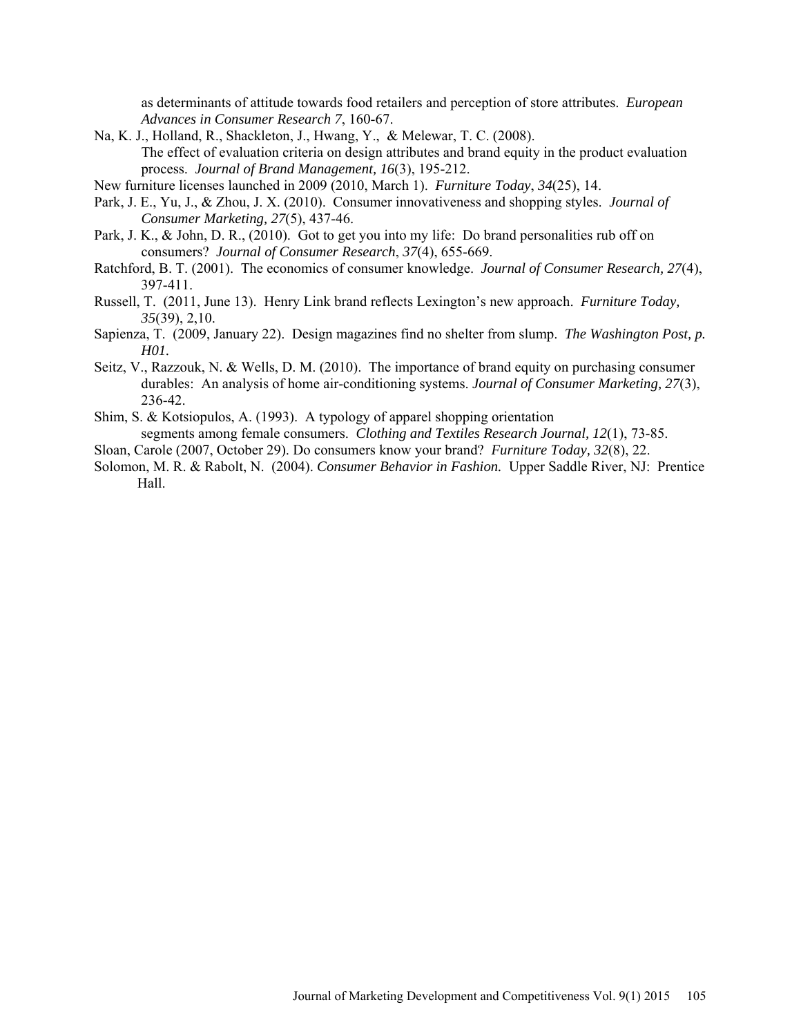as determinants of attitude towards food retailers and perception of store attributes. *European Advances in Consumer Research 7*, 160-67.

Na, K. J., Holland, R., Shackleton, J., Hwang, Y., & Melewar, T. C. (2008). The effect of evaluation criteria on design attributes and brand equity in the product evaluation process. *Journal of Brand Management, 16*(3), 195-212.

New furniture licenses launched in 2009 (2010, March 1). *Furniture Today*, *34*(25), 14.

Park, J. E., Yu, J., & Zhou, J. X. (2010). Consumer innovativeness and shopping styles. *Journal of Consumer Marketing, 27*(5), 437-46.

Park, J. K., & John, D. R., (2010). Got to get you into my life: Do brand personalities rub off on consumers? *Journal of Consumer Research*, *37*(4), 655-669.

Ratchford, B. T. (2001). The economics of consumer knowledge. *Journal of Consumer Research, 27*(4), 397-411.

Russell, T. (2011, June 13). Henry Link brand reflects Lexington's new approach. *Furniture Today, 35*(39), 2,10.

Sapienza, T. (2009, January 22). Design magazines find no shelter from slump. *The Washington Post, p. H01.*

Seitz, V., Razzouk, N. & Wells, D. M. (2010). The importance of brand equity on purchasing consumer durables: An analysis of home air-conditioning systems. *Journal of Consumer Marketing, 27*(3), 236-42.

Shim, S. & Kotsiopulos, A. (1993). A typology of apparel shopping orientation segments among female consumers. *Clothing and Textiles Research Journal, 12*(1), 73-85.

Sloan, Carole (2007, October 29). Do consumers know your brand? *Furniture Today, 32*(8), 22.

Solomon, M. R. & Rabolt, N. (2004). *Consumer Behavior in Fashion.* Upper Saddle River, NJ: Prentice Hall.